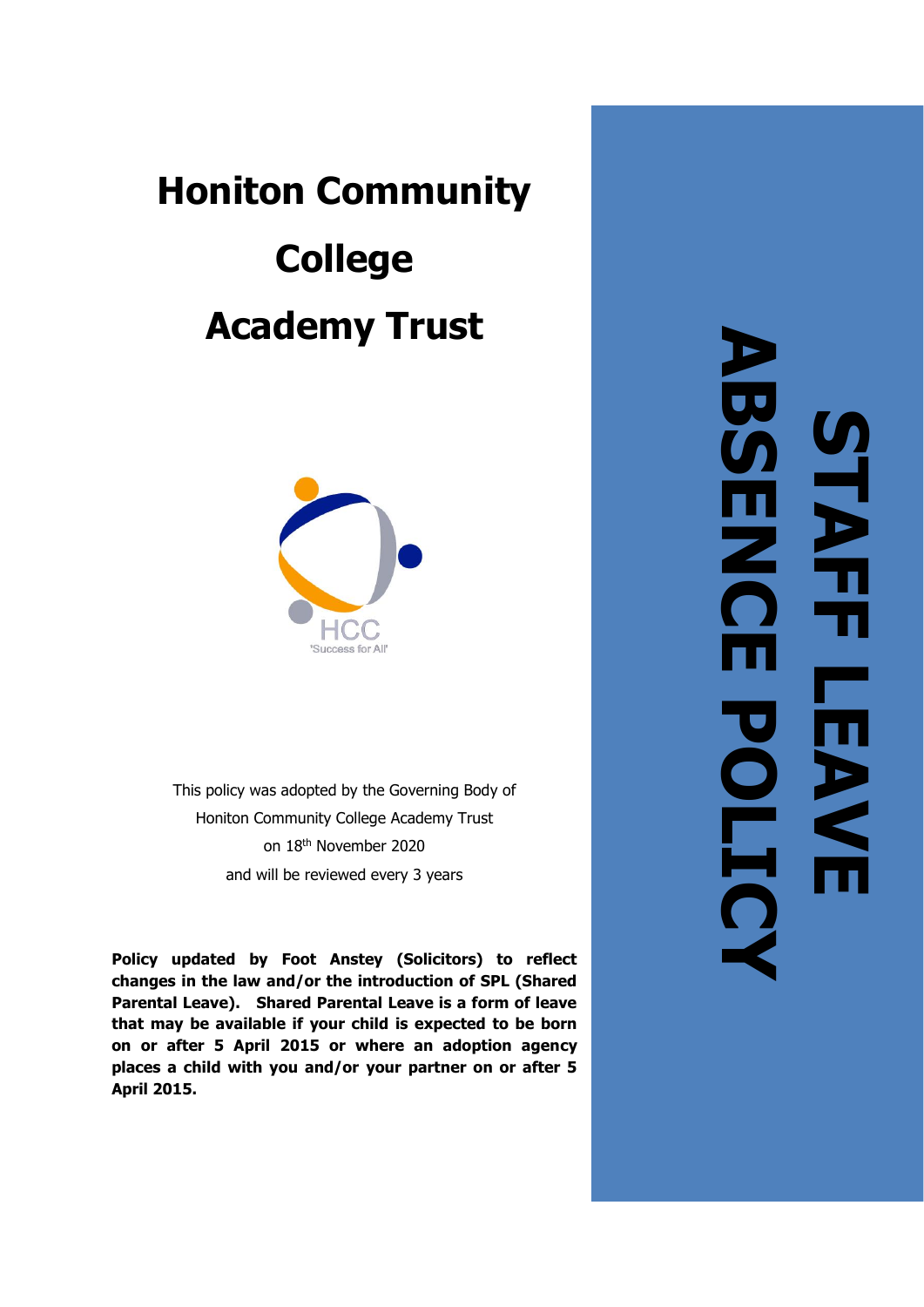# Honiton Community College Academy Trust

HCC
'Success for All'

This policy was adopted by the Governing Body of
Honiton Community College Academy Trust
on 18th November 2020
and will be reviewed every 3 years

**Policy updated by Foot Anstey (Solicitors) to reflect changes in the law and/or the introduction of SPL (Shared Parental Leave). Shared Parental Leave is a form of leave that may be available if your child is expected to be born on or after 5 April 2015 or where an adoption agency places a child with you and/or your partner on or after 5 April 2015.**

# STAFF LEAVE ABSENCE POLICY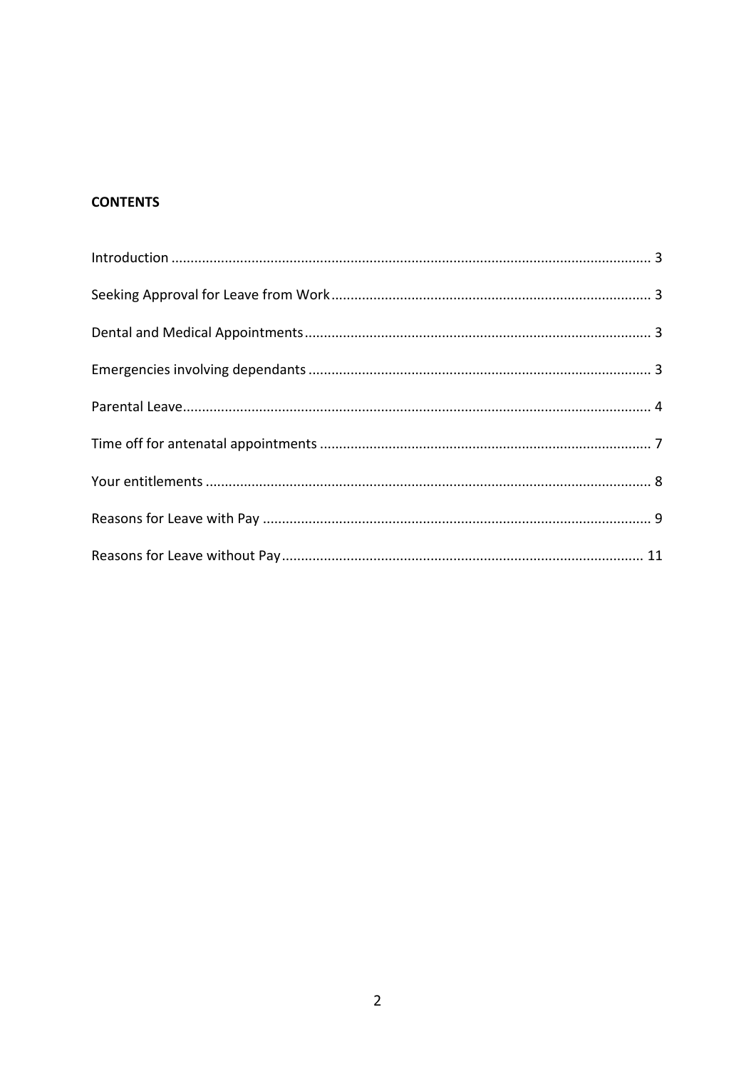**CONTENTS**

Introduction ........................................................................................................................ 3

Seeking Approval for Leave from Work ................................................................................ 3

Dental and Medical Appointments ....................................................................................... 3

Emergencies involving dependants ...................................................................................... 3

Parental Leave ...................................................................................................................... 4

Time off for antenatal appointments .................................................................................... 7

Your entitlements ................................................................................................................. 8

Reasons for Leave with Pay .................................................................................................. 9

Reasons for Leave without Pay ............................................................................................ 11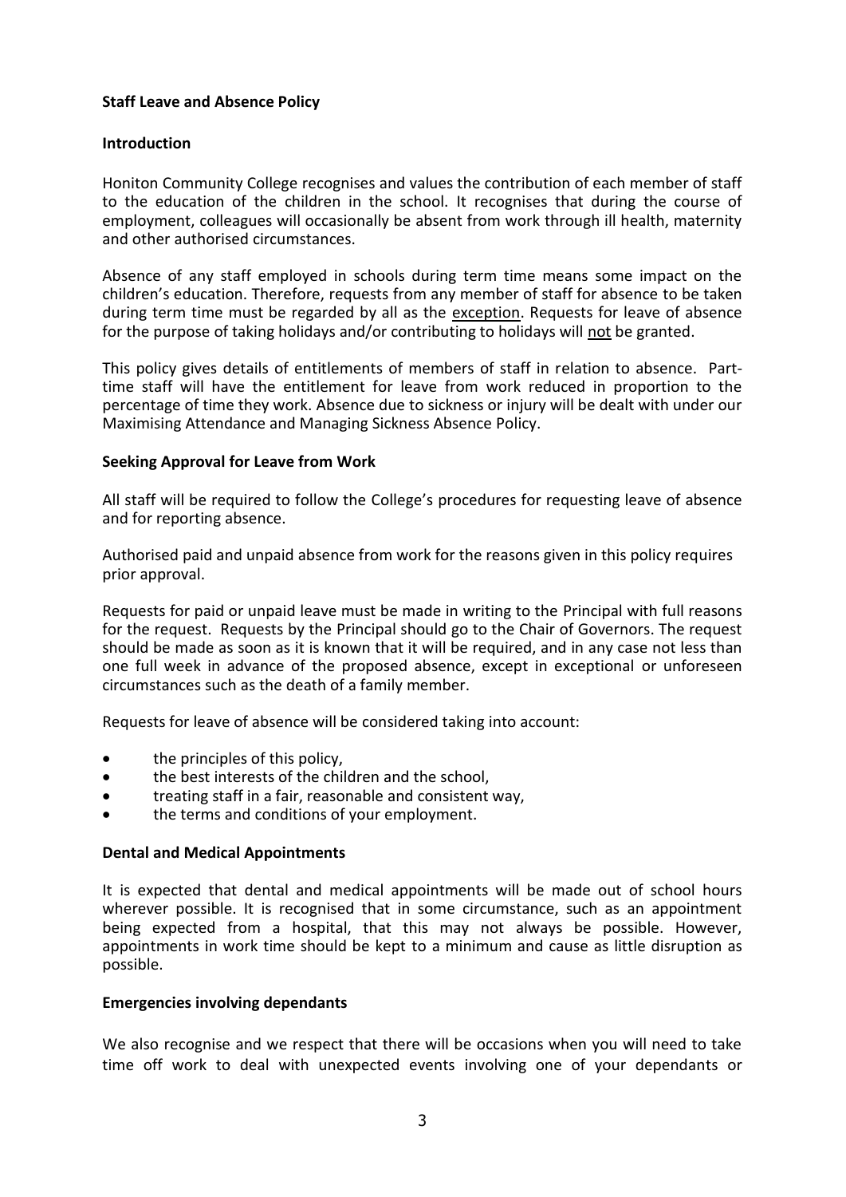**Staff Leave and Absence Policy**

**Introduction**

Honiton Community College recognises and values the contribution of each member of staff to the education of the children in the school. It recognises that during the course of employment, colleagues will occasionally be absent from work through ill health, maternity and other authorised circumstances.

Absence of any staff employed in schools during term time means some impact on the children's education. Therefore, requests from any member of staff for absence to be taken during term time must be regarded by all as the <u>exception</u>. Requests for leave of absence for the purpose of taking holidays and/or contributing to holidays will <u>not</u> be granted.

This policy gives details of entitlements of members of staff in relation to absence. Part-time staff will have the entitlement for leave from work reduced in proportion to the percentage of time they work. Absence due to sickness or injury will be dealt with under our Maximising Attendance and Managing Sickness Absence Policy.

**Seeking Approval for Leave from Work**

All staff will be required to follow the College's procedures for requesting leave of absence and for reporting absence.

Authorised paid and unpaid absence from work for the reasons given in this policy requires prior approval.

Requests for paid or unpaid leave must be made in writing to the Principal with full reasons for the request. Requests by the Principal should go to the Chair of Governors. The request should be made as soon as it is known that it will be required, and in any case not less than one full week in advance of the proposed absence, except in exceptional or unforeseen circumstances such as the death of a family member.

Requests for leave of absence will be considered taking into account:

- the principles of this policy,
- the best interests of the children and the school,
- treating staff in a fair, reasonable and consistent way,
- the terms and conditions of your employment.

**Dental and Medical Appointments**

It is expected that dental and medical appointments will be made out of school hours wherever possible. It is recognised that in some circumstance, such as an appointment being expected from a hospital, that this may not always be possible. However, appointments in work time should be kept to a minimum and cause as little disruption as possible.

**Emergencies involving dependants**

We also recognise and we respect that there will be occasions when you will need to take time off work to deal with unexpected events involving one of your dependants or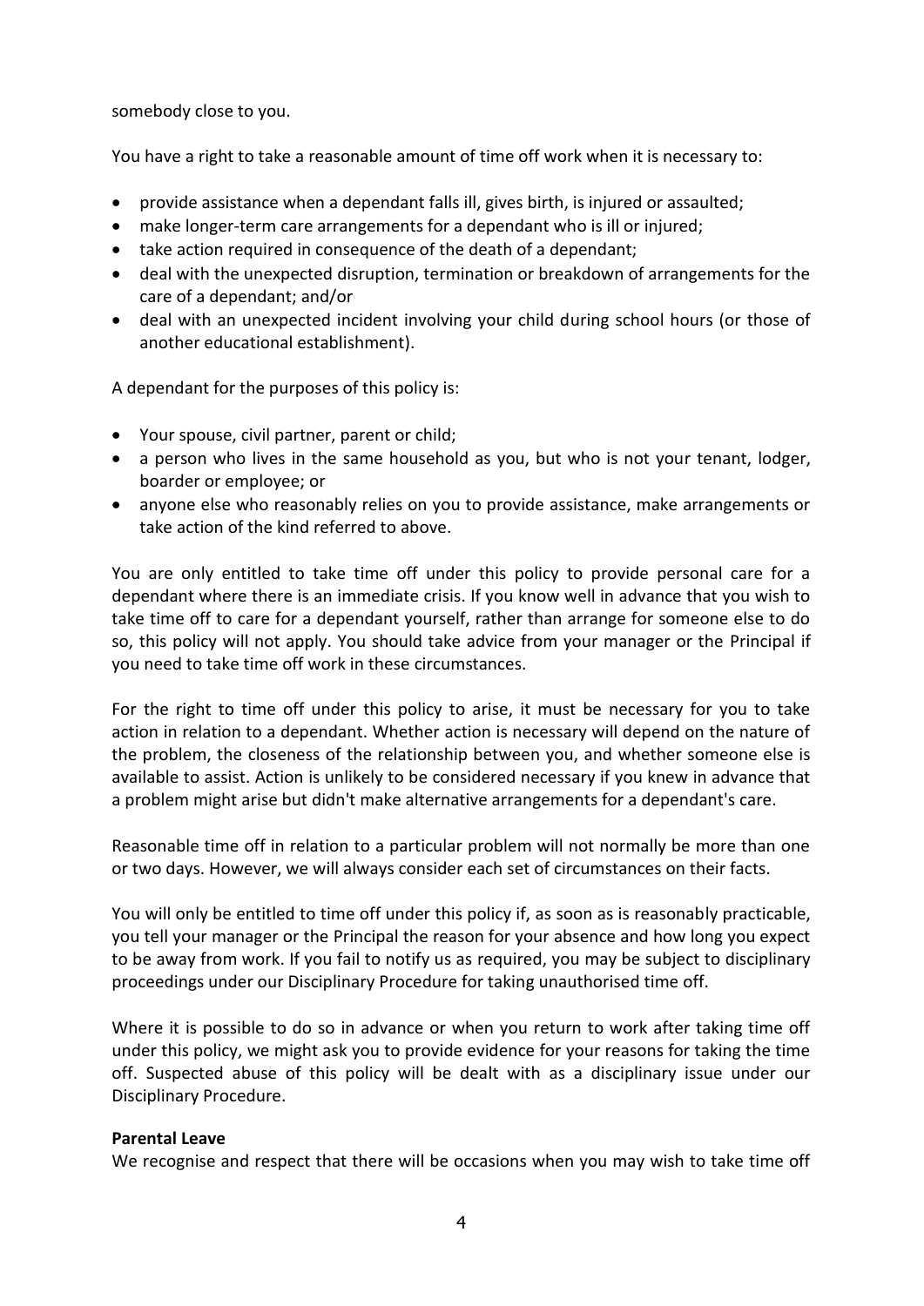somebody close to you.

You have a right to take a reasonable amount of time off work when it is necessary to:

- provide assistance when a dependant falls ill, gives birth, is injured or assaulted;
- make longer-term care arrangements for a dependant who is ill or injured;
- take action required in consequence of the death of a dependant;
- deal with the unexpected disruption, termination or breakdown of arrangements for the care of a dependant; and/or
- deal with an unexpected incident involving your child during school hours (or those of another educational establishment).

A dependant for the purposes of this policy is:

- Your spouse, civil partner, parent or child;
- a person who lives in the same household as you, but who is not your tenant, lodger, boarder or employee; or
- anyone else who reasonably relies on you to provide assistance, make arrangements or take action of the kind referred to above.

You are only entitled to take time off under this policy to provide personal care for a dependant where there is an immediate crisis. If you know well in advance that you wish to take time off to care for a dependant yourself, rather than arrange for someone else to do so, this policy will not apply. You should take advice from your manager or the Principal if you need to take time off work in these circumstances.

For the right to time off under this policy to arise, it must be necessary for you to take action in relation to a dependant. Whether action is necessary will depend on the nature of the problem, the closeness of the relationship between you, and whether someone else is available to assist. Action is unlikely to be considered necessary if you knew in advance that a problem might arise but didn't make alternative arrangements for a dependant's care.

Reasonable time off in relation to a particular problem will not normally be more than one or two days. However, we will always consider each set of circumstances on their facts.

You will only be entitled to time off under this policy if, as soon as is reasonably practicable, you tell your manager or the Principal the reason for your absence and how long you expect to be away from work. If you fail to notify us as required, you may be subject to disciplinary proceedings under our Disciplinary Procedure for taking unauthorised time off.

Where it is possible to do so in advance or when you return to work after taking time off under this policy, we might ask you to provide evidence for your reasons for taking the time off. Suspected abuse of this policy will be dealt with as a disciplinary issue under our Disciplinary Procedure.

**Parental Leave**

We recognise and respect that there will be occasions when you may wish to take time off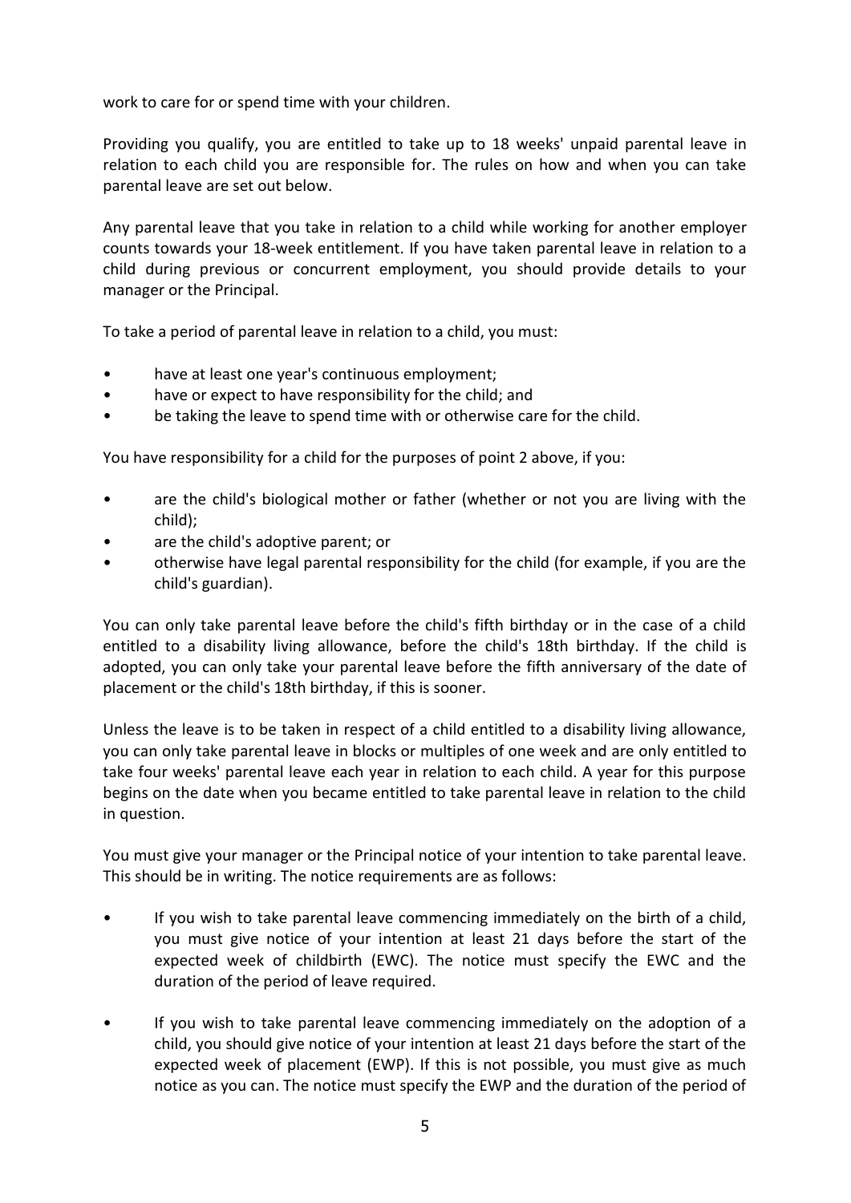work to care for or spend time with your children.

Providing you qualify, you are entitled to take up to 18 weeks' unpaid parental leave in relation to each child you are responsible for. The rules on how and when you can take parental leave are set out below.

Any parental leave that you take in relation to a child while working for another employer counts towards your 18-week entitlement. If you have taken parental leave in relation to a child during previous or concurrent employment, you should provide details to your manager or the Principal.

To take a period of parental leave in relation to a child, you must:

- have at least one year's continuous employment;
- have or expect to have responsibility for the child; and
- be taking the leave to spend time with or otherwise care for the child.

You have responsibility for a child for the purposes of point 2 above, if you:

- are the child's biological mother or father (whether or not you are living with the child);
- are the child's adoptive parent; or
- otherwise have legal parental responsibility for the child (for example, if you are the child's guardian).

You can only take parental leave before the child's fifth birthday or in the case of a child entitled to a disability living allowance, before the child's 18th birthday. If the child is adopted, you can only take your parental leave before the fifth anniversary of the date of placement or the child's 18th birthday, if this is sooner.

Unless the leave is to be taken in respect of a child entitled to a disability living allowance, you can only take parental leave in blocks or multiples of one week and are only entitled to take four weeks' parental leave each year in relation to each child. A year for this purpose begins on the date when you became entitled to take parental leave in relation to the child in question.

You must give your manager or the Principal notice of your intention to take parental leave. This should be in writing. The notice requirements are as follows:

- If you wish to take parental leave commencing immediately on the birth of a child, you must give notice of your intention at least 21 days before the start of the expected week of childbirth (EWC). The notice must specify the EWC and the duration of the period of leave required.

- If you wish to take parental leave commencing immediately on the adoption of a child, you should give notice of your intention at least 21 days before the start of the expected week of placement (EWP). If this is not possible, you must give as much notice as you can. The notice must specify the EWP and the duration of the period of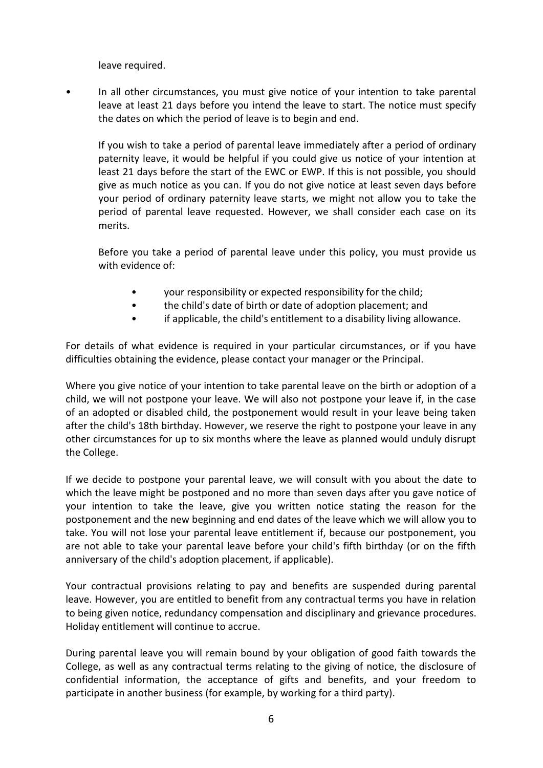leave required.

- In all other circumstances, you must give notice of your intention to take parental leave at least 21 days before you intend the leave to start. The notice must specify the dates on which the period of leave is to begin and end.

  If you wish to take a period of parental leave immediately after a period of ordinary paternity leave, it would be helpful if you could give us notice of your intention at least 21 days before the start of the EWC or EWP. If this is not possible, you should give as much notice as you can. If you do not give notice at least seven days before your period of ordinary paternity leave starts, we might not allow you to take the period of parental leave requested. However, we shall consider each case on its merits.

  Before you take a period of parental leave under this policy, you must provide us with evidence of:

    - your responsibility or expected responsibility for the child;
    - the child's date of birth or date of adoption placement; and
    - if applicable, the child's entitlement to a disability living allowance.

For details of what evidence is required in your particular circumstances, or if you have difficulties obtaining the evidence, please contact your manager or the Principal.

Where you give notice of your intention to take parental leave on the birth or adoption of a child, we will not postpone your leave. We will also not postpone your leave if, in the case of an adopted or disabled child, the postponement would result in your leave being taken after the child's 18th birthday. However, we reserve the right to postpone your leave in any other circumstances for up to six months where the leave as planned would unduly disrupt the College.

If we decide to postpone your parental leave, we will consult with you about the date to which the leave might be postponed and no more than seven days after you gave notice of your intention to take the leave, give you written notice stating the reason for the postponement and the new beginning and end dates of the leave which we will allow you to take. You will not lose your parental leave entitlement if, because our postponement, you are not able to take your parental leave before your child's fifth birthday (or on the fifth anniversary of the child's adoption placement, if applicable).

Your contractual provisions relating to pay and benefits are suspended during parental leave. However, you are entitled to benefit from any contractual terms you have in relation to being given notice, redundancy compensation and disciplinary and grievance procedures. Holiday entitlement will continue to accrue.

During parental leave you will remain bound by your obligation of good faith towards the College, as well as any contractual terms relating to the giving of notice, the disclosure of confidential information, the acceptance of gifts and benefits, and your freedom to participate in another business (for example, by working for a third party).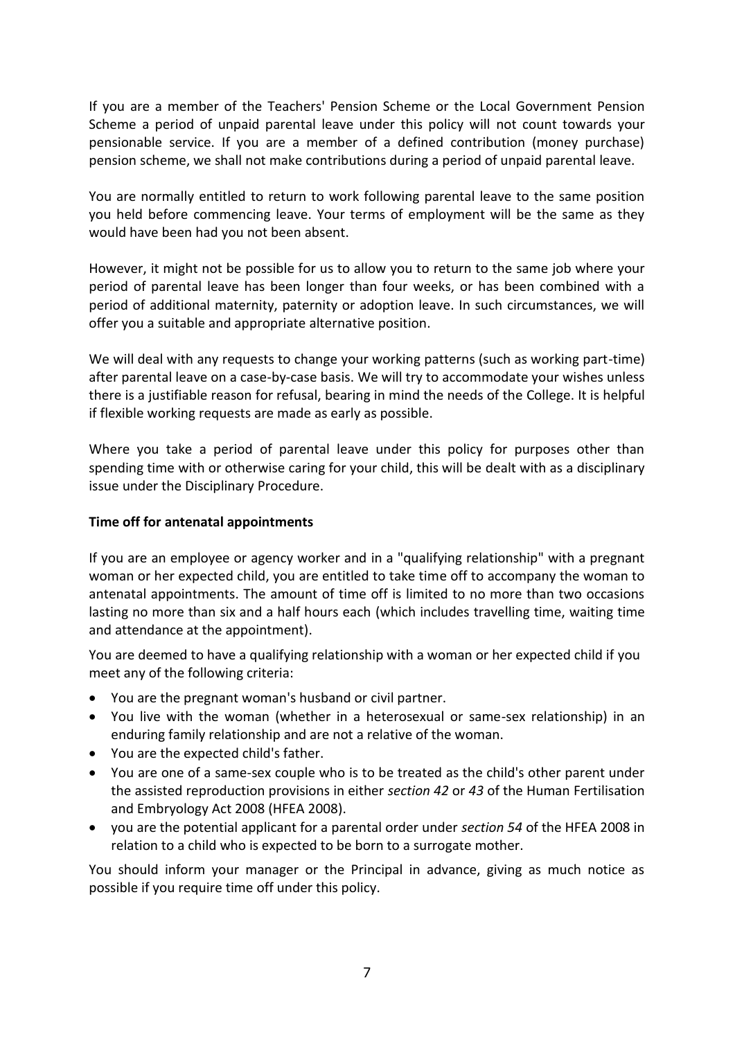If you are a member of the Teachers' Pension Scheme or the Local Government Pension Scheme a period of unpaid parental leave under this policy will not count towards your pensionable service. If you are a member of a defined contribution (money purchase) pension scheme, we shall not make contributions during a period of unpaid parental leave.

You are normally entitled to return to work following parental leave to the same position you held before commencing leave. Your terms of employment will be the same as they would have been had you not been absent.

However, it might not be possible for us to allow you to return to the same job where your period of parental leave has been longer than four weeks, or has been combined with a period of additional maternity, paternity or adoption leave. In such circumstances, we will offer you a suitable and appropriate alternative position.

We will deal with any requests to change your working patterns (such as working part-time) after parental leave on a case-by-case basis. We will try to accommodate your wishes unless there is a justifiable reason for refusal, bearing in mind the needs of the College. It is helpful if flexible working requests are made as early as possible.

Where you take a period of parental leave under this policy for purposes other than spending time with or otherwise caring for your child, this will be dealt with as a disciplinary issue under the Disciplinary Procedure.

**Time off for antenatal appointments**

If you are an employee or agency worker and in a "qualifying relationship" with a pregnant woman or her expected child, you are entitled to take time off to accompany the woman to antenatal appointments. The amount of time off is limited to no more than two occasions lasting no more than six and a half hours each (which includes travelling time, waiting time and attendance at the appointment).

You are deemed to have a qualifying relationship with a woman or her expected child if you meet any of the following criteria:

- You are the pregnant woman's husband or civil partner.
- You live with the woman (whether in a heterosexual or same-sex relationship) in an enduring family relationship and are not a relative of the woman.
- You are the expected child's father.
- You are one of a same-sex couple who is to be treated as the child's other parent under the assisted reproduction provisions in either *section 42* or *43* of the Human Fertilisation and Embryology Act 2008 (HFEA 2008).
- you are the potential applicant for a parental order under *section 54* of the HFEA 2008 in relation to a child who is expected to be born to a surrogate mother.

You should inform your manager or the Principal in advance, giving as much notice as possible if you require time off under this policy.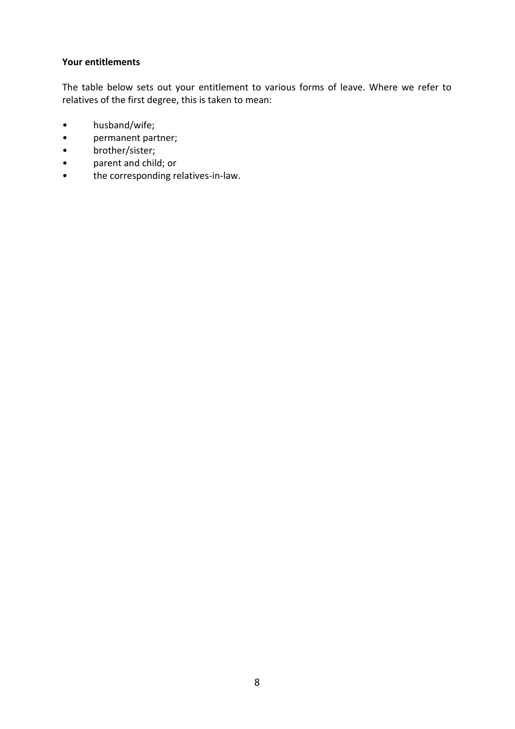**Your entitlements**

The table below sets out your entitlement to various forms of leave. Where we refer to relatives of the first degree, this is taken to mean:

- husband/wife;
- permanent partner;
- brother/sister;
- parent and child; or
- the corresponding relatives-in-law.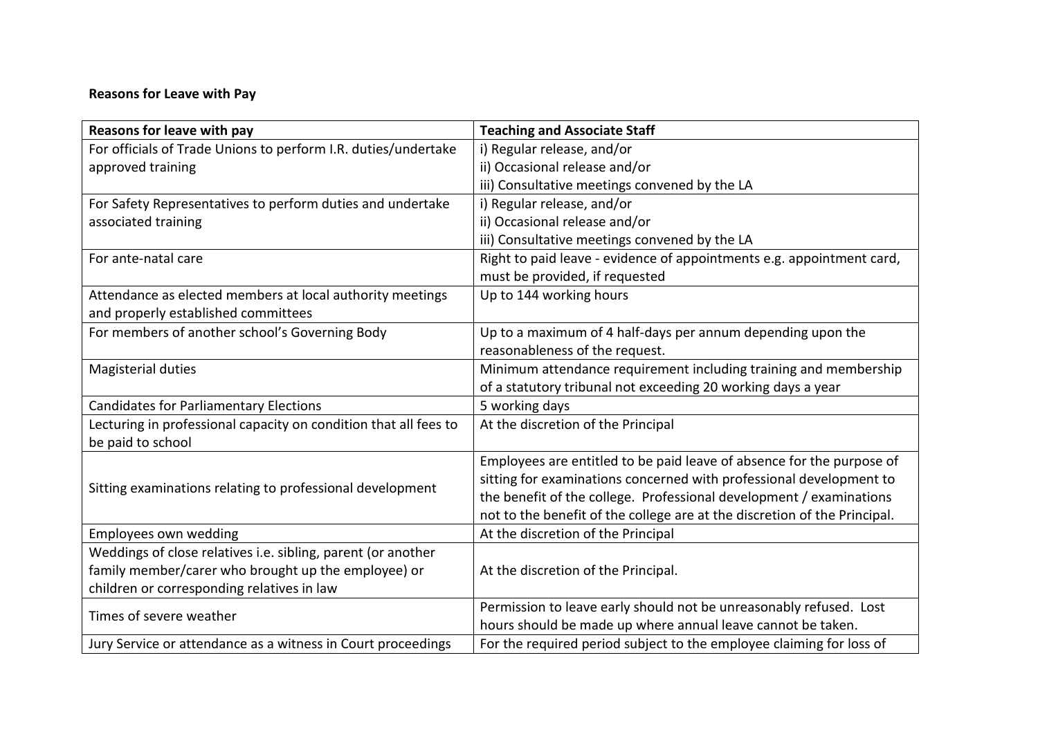**Reasons for Leave with Pay**

| Reasons for leave with pay | Teaching and Associate Staff |
|---|---|
| For officials of Trade Unions to perform I.R. duties/undertake approved training | i) Regular release, and/or<br>ii) Occasional release and/or<br>iii) Consultative meetings convened by the LA |
| For Safety Representatives to perform duties and undertake associated training | i) Regular release, and/or<br>ii) Occasional release and/or<br>iii) Consultative meetings convened by the LA |
| For ante-natal care | Right to paid leave - evidence of appointments e.g. appointment card, must be provided, if requested |
| Attendance as elected members at local authority meetings and properly established committees | Up to 144 working hours |
| For members of another school's Governing Body | Up to a maximum of 4 half-days per annum depending upon the reasonableness of the request. |
| Magisterial duties | Minimum attendance requirement including training and membership of a statutory tribunal not exceeding 20 working days a year |
| Candidates for Parliamentary Elections | 5 working days |
| Lecturing in professional capacity on condition that all fees to be paid to school | At the discretion of the Principal |
| Sitting examinations relating to professional development | Employees are entitled to be paid leave of absence for the purpose of sitting for examinations concerned with professional development to the benefit of the college. Professional development / examinations not to the benefit of the college are at the discretion of the Principal. |
| Employees own wedding | At the discretion of the Principal |
| Weddings of close relatives i.e. sibling, parent (or another family member/carer who brought up the employee) or children or corresponding relatives in law | At the discretion of the Principal. |
| Times of severe weather | Permission to leave early should not be unreasonably refused. Lost hours should be made up where annual leave cannot be taken. |
| Jury Service or attendance as a witness in Court proceedings | For the required period subject to the employee claiming for loss of |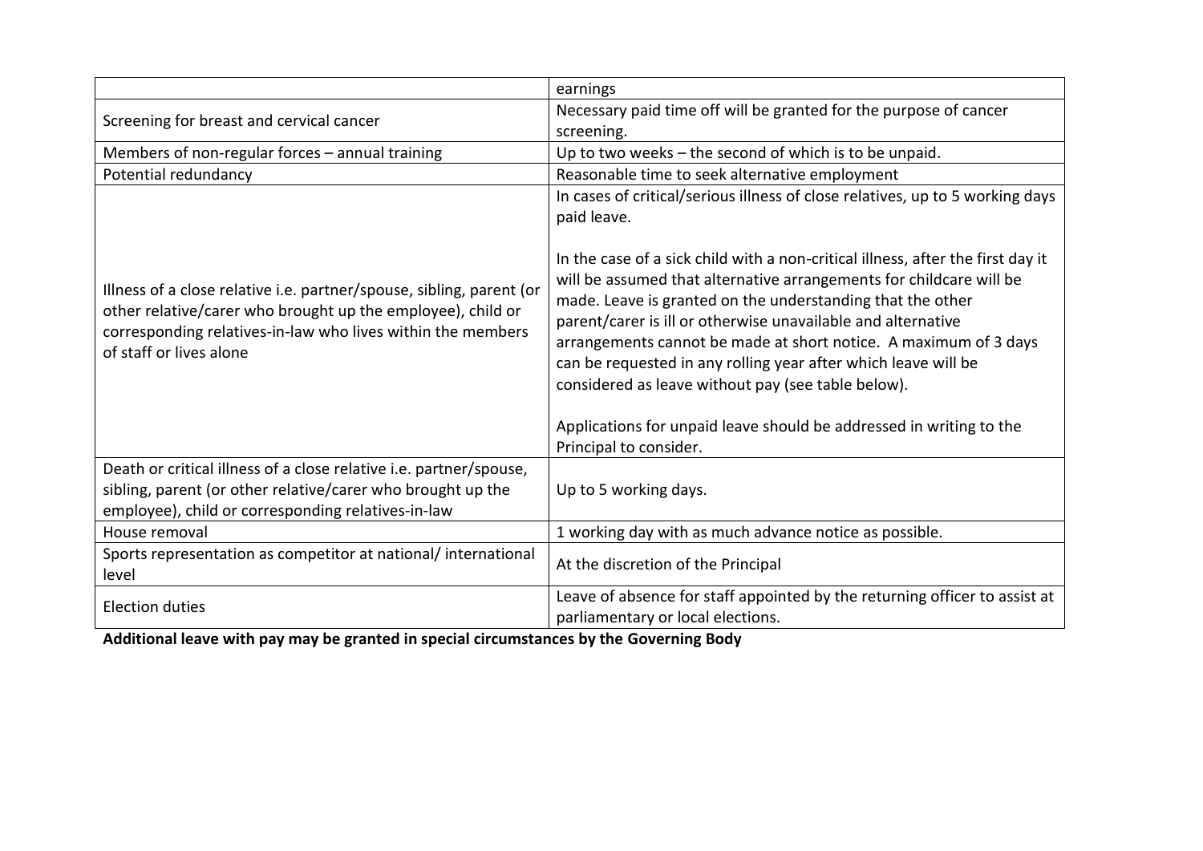| | |
|---|---|
| | earnings |
| Screening for breast and cervical cancer | Necessary paid time off will be granted for the purpose of cancer screening. |
| Members of non-regular forces – annual training | Up to two weeks – the second of which is to be unpaid. |
| Potential redundancy | Reasonable time to seek alternative employment |
| Illness of a close relative i.e. partner/spouse, sibling, parent (or other relative/carer who brought up the employee), child or corresponding relatives-in-law who lives within the members of staff or lives alone | In cases of critical/serious illness of close relatives, up to 5 working days paid leave.<br><br>In the case of a sick child with a non-critical illness, after the first day it will be assumed that alternative arrangements for childcare will be made. Leave is granted on the understanding that the other parent/carer is ill or otherwise unavailable and alternative arrangements cannot be made at short notice. A maximum of 3 days can be requested in any rolling year after which leave will be considered as leave without pay (see table below).<br><br>Applications for unpaid leave should be addressed in writing to the Principal to consider. |
| Death or critical illness of a close relative i.e. partner/spouse, sibling, parent (or other relative/carer who brought up the employee), child or corresponding relatives-in-law | Up to 5 working days. |
| House removal | 1 working day with as much advance notice as possible. |
| Sports representation as competitor at national/ international level | At the discretion of the Principal |
| Election duties | Leave of absence for staff appointed by the returning officer to assist at parliamentary or local elections. |

**Additional leave with pay may be granted in special circumstances by the Governing Body**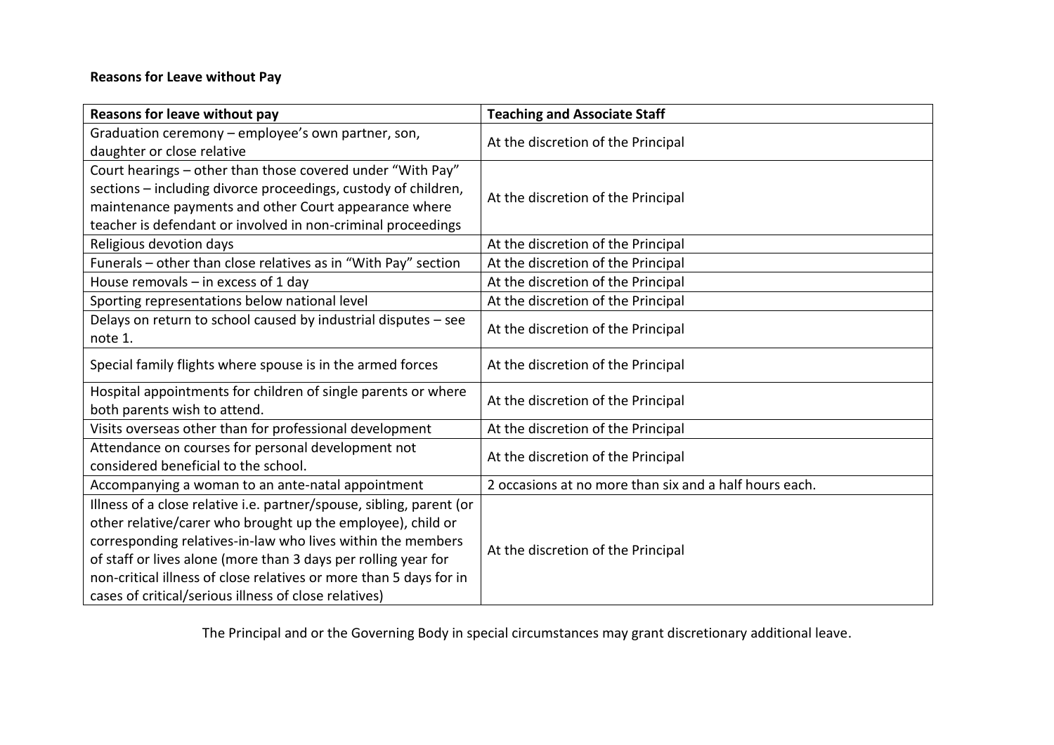**Reasons for Leave without Pay**

| Reasons for leave without pay | Teaching and Associate Staff |
|---|---|
| Graduation ceremony – employee's own partner, son, daughter or close relative | At the discretion of the Principal |
| Court hearings – other than those covered under "With Pay" sections – including divorce proceedings, custody of children, maintenance payments and other Court appearance where teacher is defendant or involved in non-criminal proceedings | At the discretion of the Principal |
| Religious devotion days | At the discretion of the Principal |
| Funerals – other than close relatives as in "With Pay" section | At the discretion of the Principal |
| House removals – in excess of 1 day | At the discretion of the Principal |
| Sporting representations below national level | At the discretion of the Principal |
| Delays on return to school caused by industrial disputes – see note 1. | At the discretion of the Principal |
| Special family flights where spouse is in the armed forces | At the discretion of the Principal |
| Hospital appointments for children of single parents or where both parents wish to attend. | At the discretion of the Principal |
| Visits overseas other than for professional development | At the discretion of the Principal |
| Attendance on courses for personal development not considered beneficial to the school. | At the discretion of the Principal |
| Accompanying a woman to an ante-natal appointment | 2 occasions at no more than six and a half hours each. |
| Illness of a close relative i.e. partner/spouse, sibling, parent (or other relative/carer who brought up the employee), child or corresponding relatives-in-law who lives within the members of staff or lives alone (more than 3 days per rolling year for non-critical illness of close relatives or more than 5 days for in cases of critical/serious illness of close relatives) | At the discretion of the Principal |

The Principal and or the Governing Body in special circumstances may grant discretionary additional leave.